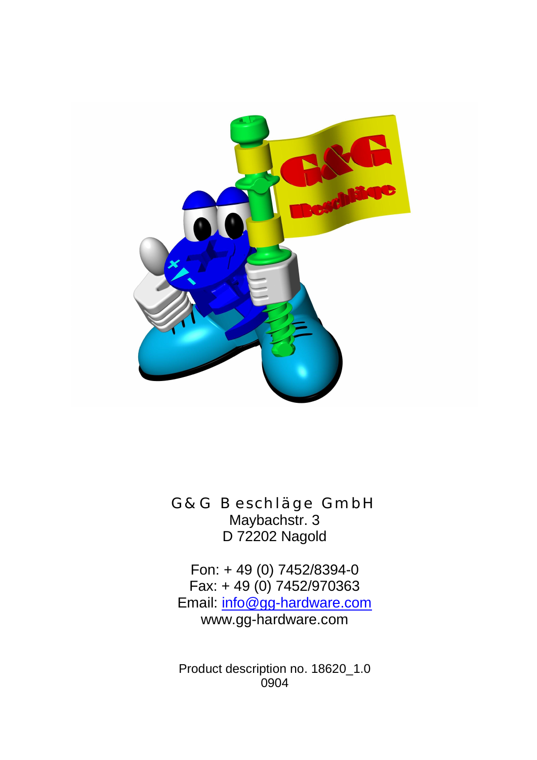G&G Beschläge GmbH
Maybachstr. 3
D 72202 Nagold

Fon: + 49 (0) 7452/8394-0
Fax: + 49 (0) 7452/970363
Email: info@gg-hardware.com
www.gg-hardware.com

Product description no. 18620_1.0
0904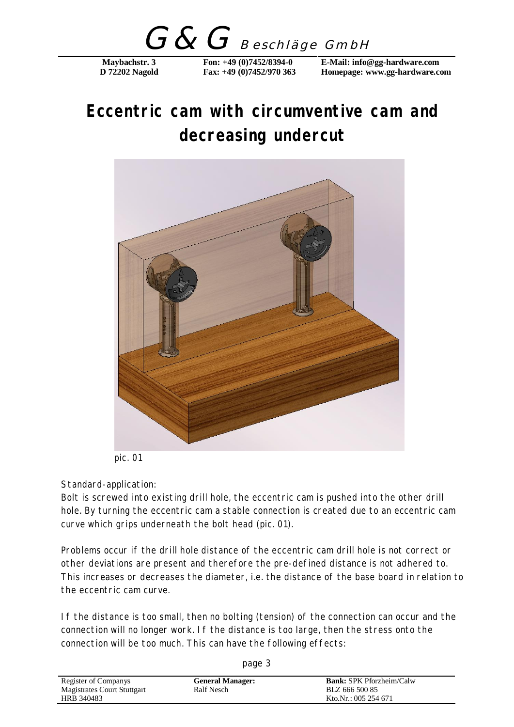# Eccentric cam with circumventive cam and decreasing undercut

pic. 01

Standard-application:
Bolt is screwed into existing drill hole, the eccentric cam is pushed into the other drill hole. By turning the eccentric cam a stable connection is created due to an eccentric cam curve which grips underneath the bolt head (pic. 01).

Problems occur if the drill hole distance of the eccentric cam drill hole is not correct or other deviations are present and therefore the pre-defined distance is not adhered to. This increases or decreases the diameter, i.e. the distance of the base board in relation to the eccentric cam curve.

If the distance is too small, then no bolting (tension) of the connection can occur and the connection will no longer work. If the distance is too large, then the stress onto the connection will be too much. This can have the following effects: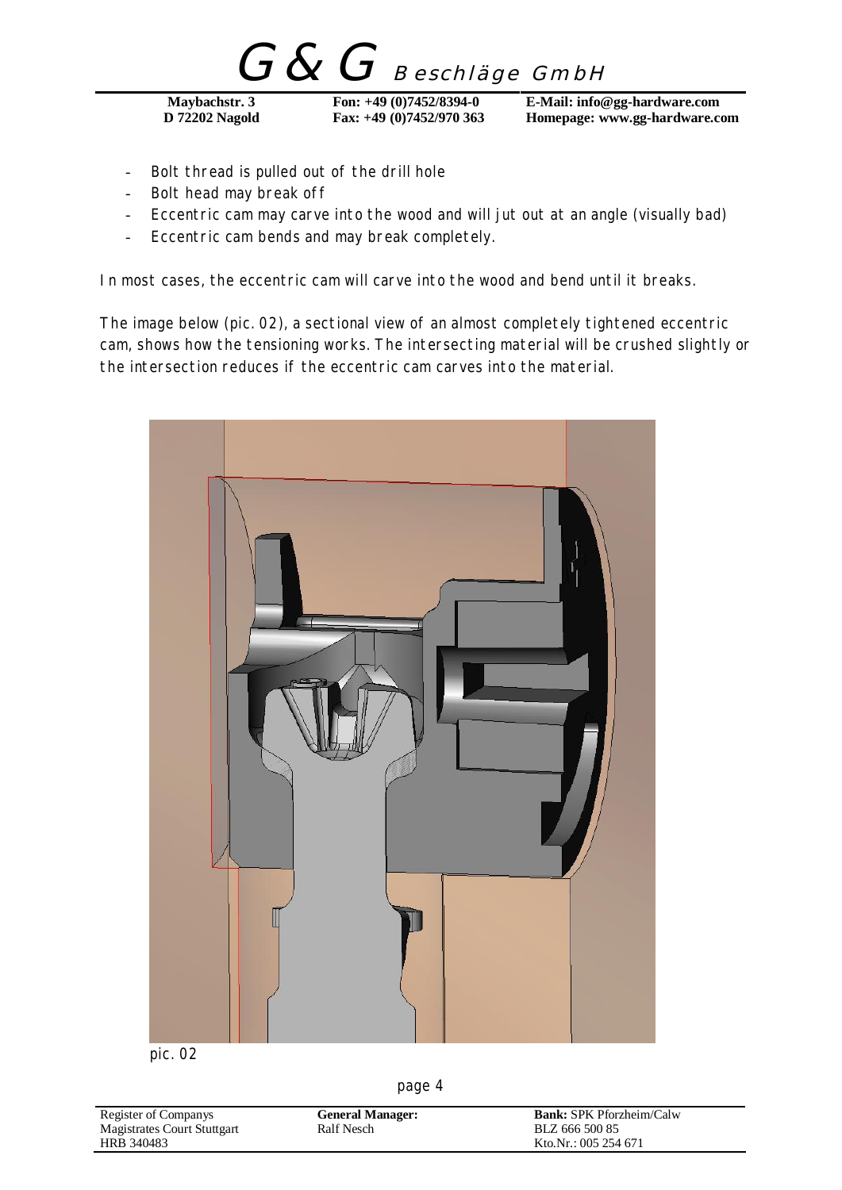- Bolt thread is pulled out of the drill hole
- Bolt head may break off
- Eccentric cam may carve into the wood and will jut out at an angle (visually bad)
- Eccentric cam bends and may break completely.

In most cases, the eccentric cam will carve into the wood and bend until it breaks.

The image below (pic. 02), a sectional view of an almost completely tightened eccentric cam, shows how the tensioning works. The intersecting material will be crushed slightly or the intersection reduces if the eccentric cam carves into the material.

pic. 02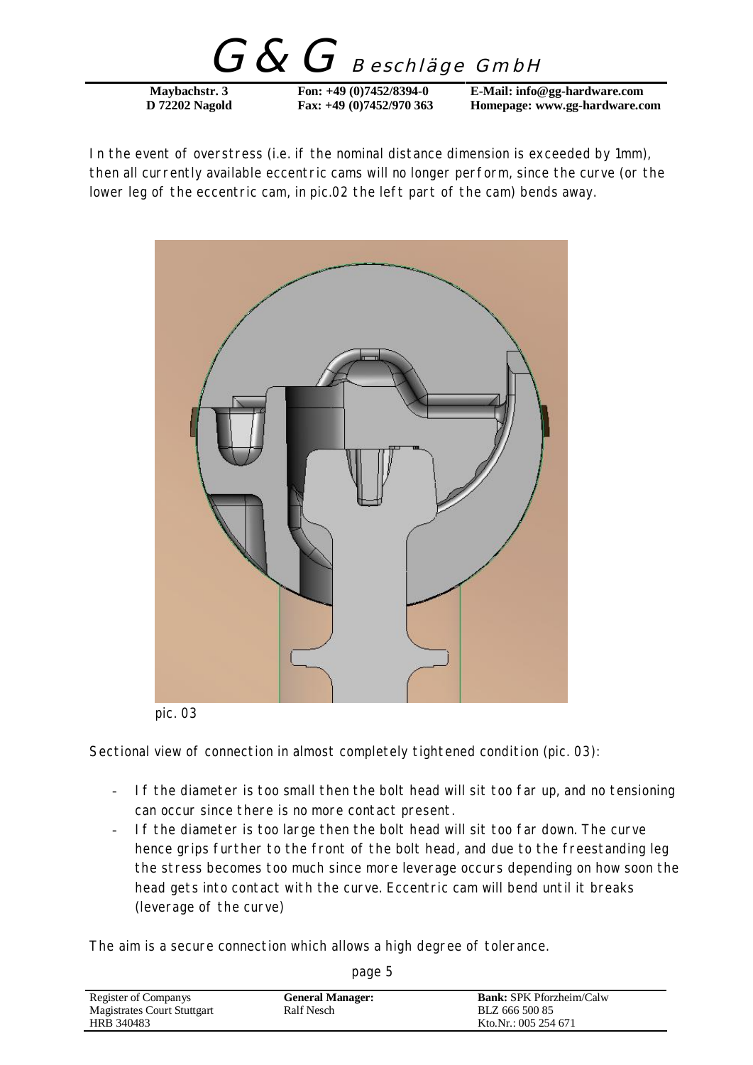In the event of overstress (i.e. if the nominal distance dimension is exceeded by 1mm), then all currently available eccentric cams will no longer perform, since the curve (or the lower leg of the eccentric cam, in pic.02 the left part of the cam) bends away.

pic. 03

Sectional view of connection in almost completely tightened condition (pic. 03):

- If the diameter is too small then the bolt head will sit too far up, and no tensioning can occur since there is no more contact present.
- If the diameter is too large then the bolt head will sit too far down. The curve hence grips further to the front of the bolt head, and due to the freestanding leg the stress becomes too much since more leverage occurs depending on how soon the head gets into contact with the curve. Eccentric cam will bend until it breaks (leverage of the curve)

The aim is a secure connection which allows a high degree of tolerance.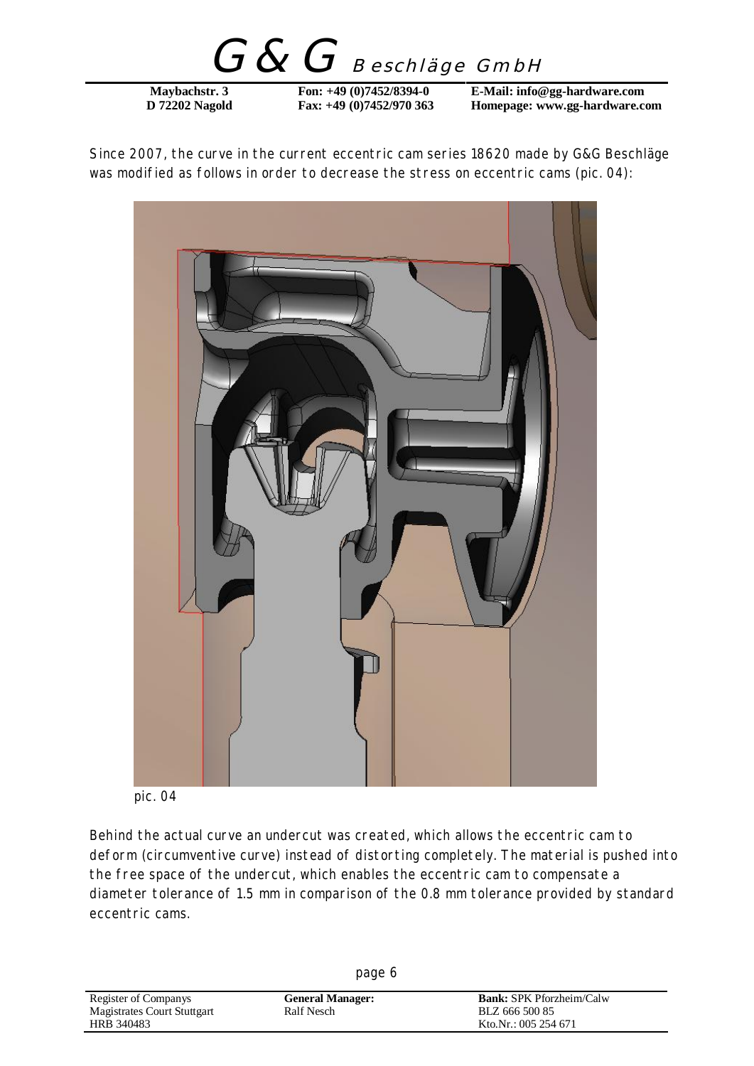Since 2007, the curve in the current eccentric cam series 18620 made by G&G Beschläge was modified as follows in order to decrease the stress on eccentric cams (pic. 04):

pic. 04

Behind the actual curve an undercut was created, which allows the eccentric cam to deform (circumventive curve) instead of distorting completely. The material is pushed into the free space of the undercut, which enables the eccentric cam to compensate a diameter tolerance of 1.5 mm in comparison of the 0.8 mm tolerance provided by standard eccentric cams.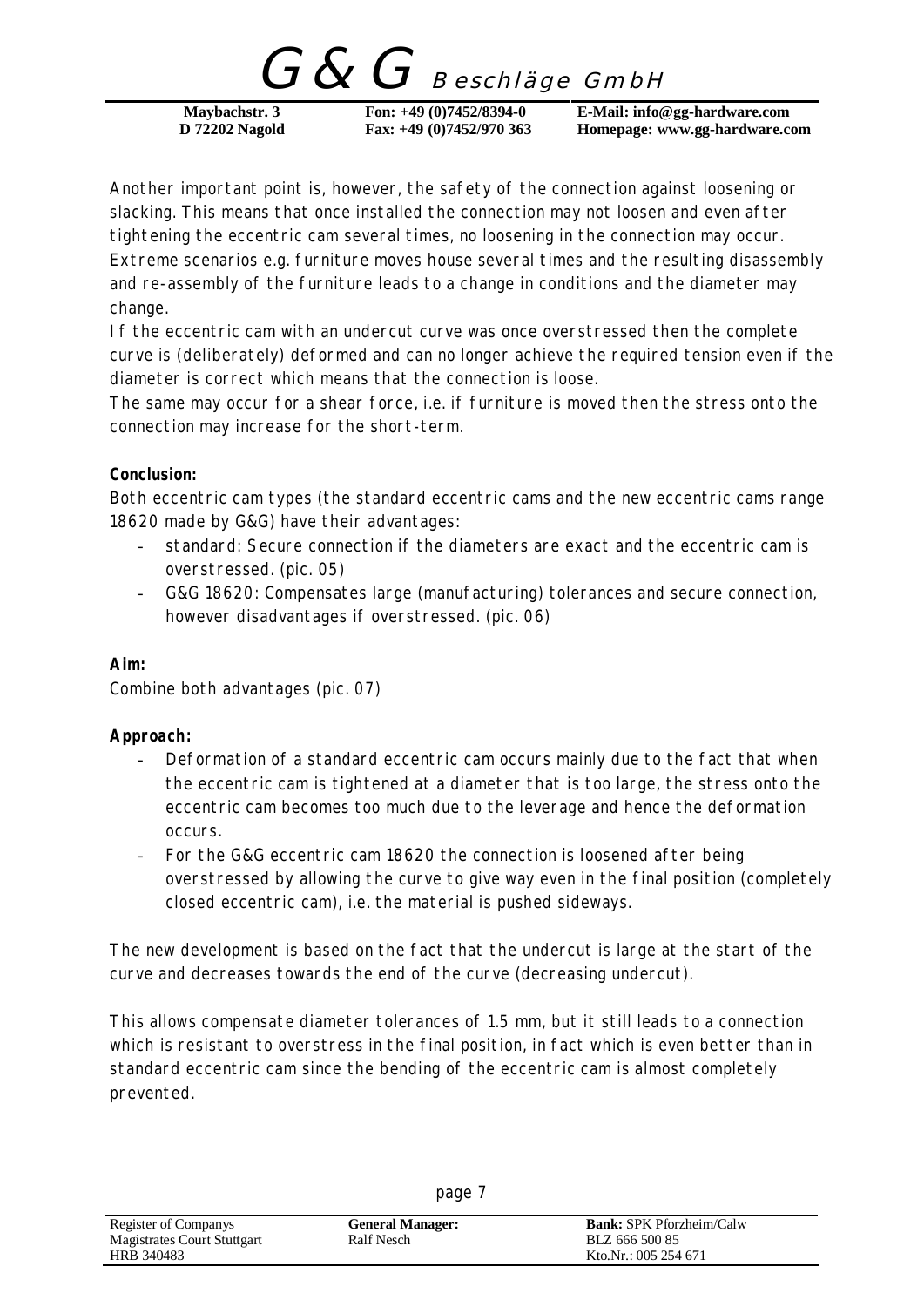Another important point is, however, the safety of the connection against loosening or slacking. This means that once installed the connection may not loosen and even after tightening the eccentric cam several times, no loosening in the connection may occur. Extreme scenarios e.g. furniture moves house several times and the resulting disassembly and re-assembly of the furniture leads to a change in conditions and the diameter may change.

If the eccentric cam with an undercut curve was once overstressed then the complete curve is (deliberately) deformed and can no longer achieve the required tension even if the diameter is correct which means that the connection is loose.

The same may occur for a shear force, i.e. if furniture is moved then the stress onto the connection may increase for the short-term.

**Conclusion:**

Both eccentric cam types (the standard eccentric cams and the new eccentric cams range 18620 made by G&G) have their advantages:

- standard: Secure connection if the diameters are exact and the eccentric cam is overstressed. (pic. 05)
- G&G 18620: Compensates large (manufacturing) tolerances and secure connection, however disadvantages if overstressed. (pic. 06)

**Aim:**

Combine both advantages (pic. 07)

**Approach:**

- Deformation of a standard eccentric cam occurs mainly due to the fact that when the eccentric cam is tightened at a diameter that is too large, the stress onto the eccentric cam becomes too much due to the leverage and hence the deformation occurs.
- For the G&G eccentric cam 18620 the connection is loosened after being overstressed by allowing the curve to give way even in the final position (completely closed eccentric cam), i.e. the material is pushed sideways.

The new development is based on the fact that the undercut is large at the start of the curve and decreases towards the end of the curve (decreasing undercut).

This allows compensate diameter tolerances of 1.5 mm, but it still leads to a connection which is resistant to overstress in the final position, in fact which is even better than in standard eccentric cam since the bending of the eccentric cam is almost completely prevented.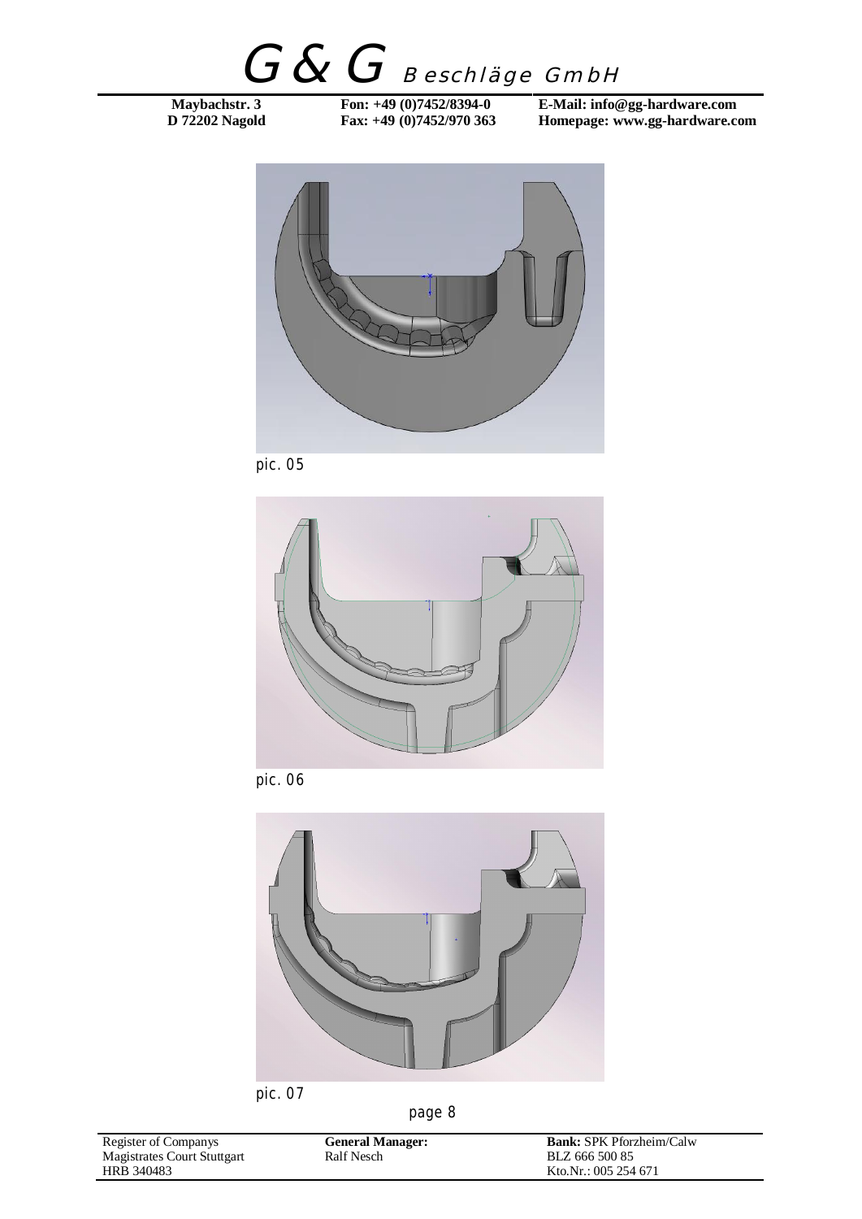pic. 05

pic. 06

pic. 07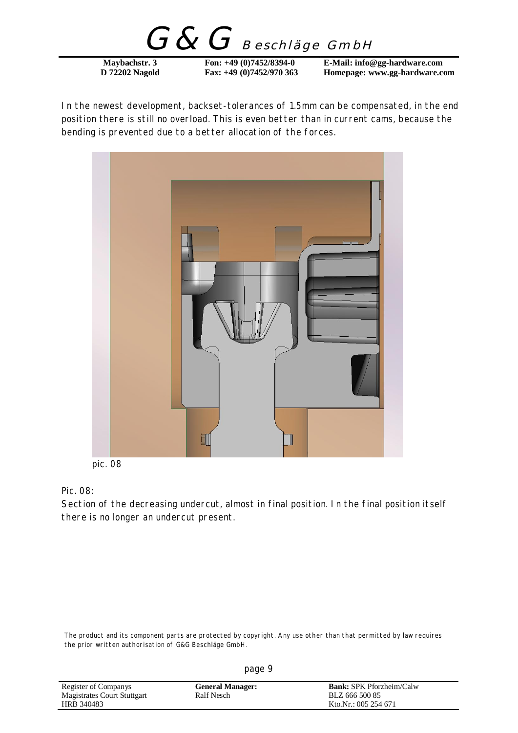In the newest development, backset-tolerances of 1.5mm can be compensated, in the end position there is still no overload. This is even better than in current cams, because the bending is prevented due to a better allocation of the forces.

pic. 08

Pic. 08:
Section of the decreasing undercut, almost in final position. In the final position itself there is no longer an undercut present.

The product and its component parts are protected by copyright. Any use other than that permitted by law requires the prior written authorisation of G&G Beschläge GmbH.